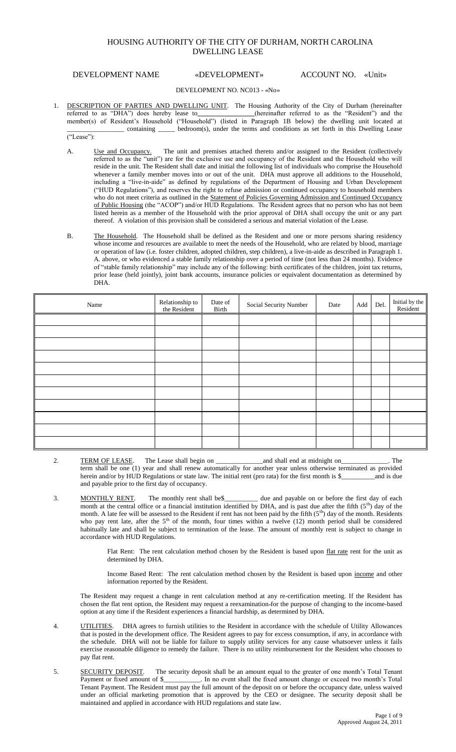# HOUSING AUTHORITY OF THE CITY OF DURHAM, NORTH CAROLINA
## DWELLING LEASE

DEVELOPMENT NAME «DEVELOPMENT» ACCOUNT NO. «Unit»

DEVELOPMENT NO. NC013 - «No»

1. DESCRIPTION OF PARTIES AND DWELLING UNIT. The Housing Authority of the City of Durham (hereinafter referred to as "DHA") does hereby lease to________________(hereinafter referred to as the "Resident") and the member(s) of Resident's Household ("Household") (listed in Paragraph 1B below) the dwelling unit located at ________________ containing _____ bedroom(s), under the terms and conditions as set forth in this Dwelling Lease ("Lease"):

   A. Use and Occupancy. The unit and premises attached thereto and/or assigned to the Resident (collectively referred to as the "unit") are for the exclusive use and occupancy of the Resident and the Household who will reside in the unit. The Resident shall date and initial the following list of individuals who comprise the Household whenever a family member moves into or out of the unit. DHA must approve all additions to the Household, including a "live-in-aide" as defined by regulations of the Department of Housing and Urban Development ("HUD Regulations"), and reserves the right to refuse admission or continued occupancy to household members who do not meet criteria as outlined in the Statement of Policies Governing Admission and Continued Occupancy of Public Housing (the "ACOP") and/or HUD Regulations. The Resident agrees that no person who has not been listed herein as a member of the Household with the prior approval of DHA shall occupy the unit or any part thereof. A violation of this provision shall be considered a serious and material violation of the Lease.

   B. The Household. The Household shall be defined as the Resident and one or more persons sharing residency whose income and resources are available to meet the needs of the Household, who are related by blood, marriage or operation of law (i.e. foster children, adopted children, step children), a live-in-aide as described in Paragraph 1. A. above, or who evidenced a stable family relationship over a period of time (not less than 24 months). Evidence of "stable family relationship" may include any of the following: birth certificates of the children, joint tax returns, prior lease (held jointly), joint bank accounts, insurance policies or equivalent documentation as determined by DHA.

| Name | Relationship to the Resident | Date of Birth | Social Security Number | Date | Add | Del. | Initial by the Resident |
|---|---|---|---|---|---|---|---|
| | | | | | | | |
| | | | | | | | |
| | | | | | | | |
| | | | | | | | |
| | | | | | | | |
| | | | | | | | |
| | | | | | | | |
| | | | | | | | |
| | | | | | | | |
| | | | | | | | |
| | | | | | | | |

2. TERM OF LEASE. The Lease shall begin on ______________and shall end at midnight on______________. The term shall be one (1) year and shall renew automatically for another year unless otherwise terminated as provided herein and/or by HUD Regulations or state law. The initial rent (pro rata) for the first month is $__________and is due and payable prior to the first day of occupancy.

3. MONTHLY RENT. The monthly rent shall be$__________ due and payable on or before the first day of each month at the central office or a financial institution identified by DHA, and is past due after the fifth (5th) day of the month. A late fee will be assessed to the Resident if rent has not been paid by the fifth (5th) day of the month. Residents who pay rent late, after the 5th of the month, four times within a twelve (12) month period shall be considered habitually late and shall be subject to termination of the lease. The amount of monthly rent is subject to change in accordance with HUD Regulations.

   Flat Rent: The rent calculation method chosen by the Resident is based upon flat rate rent for the unit as determined by DHA.

   Income Based Rent: The rent calculation method chosen by the Resident is based upon income and other information reported by the Resident.

   The Resident may request a change in rent calculation method at any re-certification meeting. If the Resident has chosen the flat rent option, the Resident may request a reexamination for the purpose of changing to the income-based option at any time if the Resident experiences a financial hardship, as determined by DHA.

4. UTILITIES. DHA agrees to furnish utilities to the Resident in accordance with the schedule of Utility Allowances that is posted in the development office. The Resident agrees to pay for excess consumption, if any, in accordance with the schedule. DHA will not be liable for failure to supply utility services for any cause whatsoever unless it fails exercise reasonable diligence to remedy the failure. There is no utility reimbursement for the Resident who chooses to pay flat rent.

5. SECURITY DEPOSIT. The security deposit shall be an amount equal to the greater of one month's Total Tenant Payment or fixed amount of $__________. In no event shall the fixed amount change or exceed two month's Total Tenant Payment. The Resident must pay the full amount of the deposit on or before the occupancy date, unless waived under an official marketing promotion that is approved by the CEO or designee. The security deposit shall be maintained and applied in accordance with HUD regulations and state law.

Approved August 24, 2011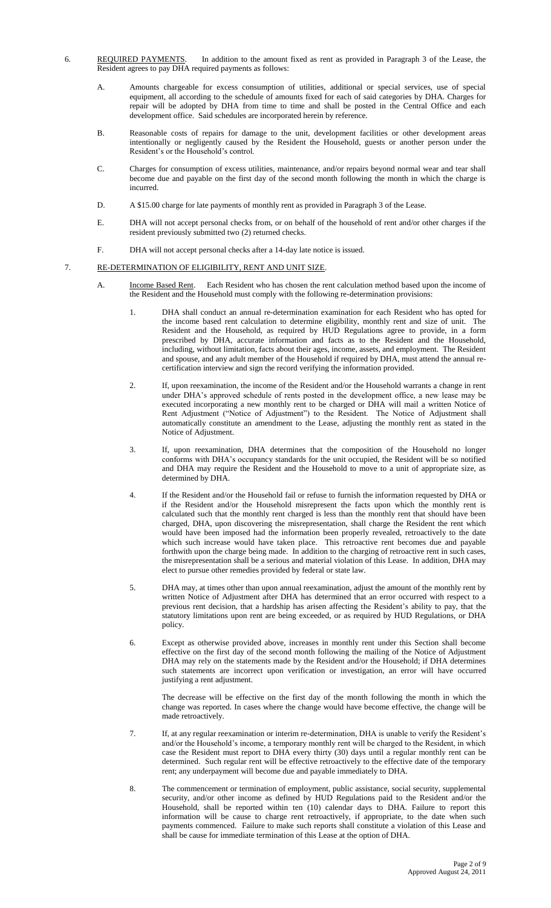6. <u>REQUIRED PAYMENTS</u>. In addition to the amount fixed as rent as provided in Paragraph 3 of the Lease, the Resident agrees to pay DHA required payments as follows:

   A. Amounts chargeable for excess consumption of utilities, additional or special services, use of special equipment, all according to the schedule of amounts fixed for each of said categories by DHA. Charges for repair will be adopted by DHA from time to time and shall be posted in the Central Office and each development office. Said schedules are incorporated herein by reference.

   B. Reasonable costs of repairs for damage to the unit, development facilities or other development areas intentionally or negligently caused by the Resident the Household, guests or another person under the Resident's or the Household's control.

   C. Charges for consumption of excess utilities, maintenance, and/or repairs beyond normal wear and tear shall become due and payable on the first day of the second month following the month in which the charge is incurred.

   D. A $15.00 charge for late payments of monthly rent as provided in Paragraph 3 of the Lease.

   E. DHA will not accept personal checks from, or on behalf of the household of rent and/or other charges if the resident previously submitted two (2) returned checks.

   F. DHA will not accept personal checks after a 14-day late notice is issued.

7. <u>RE-DETERMINATION OF ELIGIBILITY, RENT AND UNIT SIZE</u>.

   A. <u>Income Based Rent</u>. Each Resident who has chosen the rent calculation method based upon the income of the Resident and the Household must comply with the following re-determination provisions:

      1. DHA shall conduct an annual re-determination examination for each Resident who has opted for the income based rent calculation to determine eligibility, monthly rent and size of unit. The Resident and the Household, as required by HUD Regulations agree to provide, in a form prescribed by DHA, accurate information and facts as to the Resident and the Household, including, without limitation, facts about their ages, income, assets, and employment. The Resident and spouse, and any adult member of the Household if required by DHA, must attend the annual re-certification interview and sign the record verifying the information provided.

      2. If, upon reexamination, the income of the Resident and/or the Household warrants a change in rent under DHA's approved schedule of rents posted in the development office, a new lease may be executed incorporating a new monthly rent to be charged or DHA will mail a written Notice of Rent Adjustment ("Notice of Adjustment") to the Resident. The Notice of Adjustment shall automatically constitute an amendment to the Lease, adjusting the monthly rent as stated in the Notice of Adjustment.

      3. If, upon reexamination, DHA determines that the composition of the Household no longer conforms with DHA's occupancy standards for the unit occupied, the Resident will be so notified and DHA may require the Resident and the Household to move to a unit of appropriate size, as determined by DHA.

      4. If the Resident and/or the Household fail or refuse to furnish the information requested by DHA or if the Resident and/or the Household misrepresent the facts upon which the monthly rent is calculated such that the monthly rent charged is less than the monthly rent that should have been charged, DHA, upon discovering the misrepresentation, shall charge the Resident the rent which would have been imposed had the information been properly revealed, retroactively to the date which such increase would have taken place. This retroactive rent becomes due and payable forthwith upon the charge being made. In addition to the charging of retroactive rent in such cases, the misrepresentation shall be a serious and material violation of this Lease. In addition, DHA may elect to pursue other remedies provided by federal or state law.

      5. DHA may, at times other than upon annual reexamination, adjust the amount of the monthly rent by written Notice of Adjustment after DHA has determined that an error occurred with respect to a previous rent decision, that a hardship has arisen affecting the Resident's ability to pay, that the statutory limitations upon rent are being exceeded, or as required by HUD Regulations, or DHA policy.

      6. Except as otherwise provided above, increases in monthly rent under this Section shall become effective on the first day of the second month following the mailing of the Notice of Adjustment DHA may rely on the statements made by the Resident and/or the Household; if DHA determines such statements are incorrect upon verification or investigation, an error will have occurred justifying a rent adjustment.

         The decrease will be effective on the first day of the month following the month in which the change was reported. In cases where the change would have become effective, the change will be made retroactively.

      7. If, at any regular reexamination or interim re-determination, DHA is unable to verify the Resident's and/or the Household's income, a temporary monthly rent will be charged to the Resident, in which case the Resident must report to DHA every thirty (30) days until a regular monthly rent can be determined. Such regular rent will be effective retroactively to the effective date of the temporary rent; any underpayment will become due and payable immediately to DHA.

      8. The commencement or termination of employment, public assistance, social security, supplemental security, and/or other income as defined by HUD Regulations paid to the Resident and/or the Household, shall be reported within ten (10) calendar days to DHA. Failure to report this information will be cause to charge rent retroactively, if appropriate, to the date when such payments commenced. Failure to make such reports shall constitute a violation of this Lease and shall be cause for immediate termination of this Lease at the option of DHA.

Approved August 24, 2011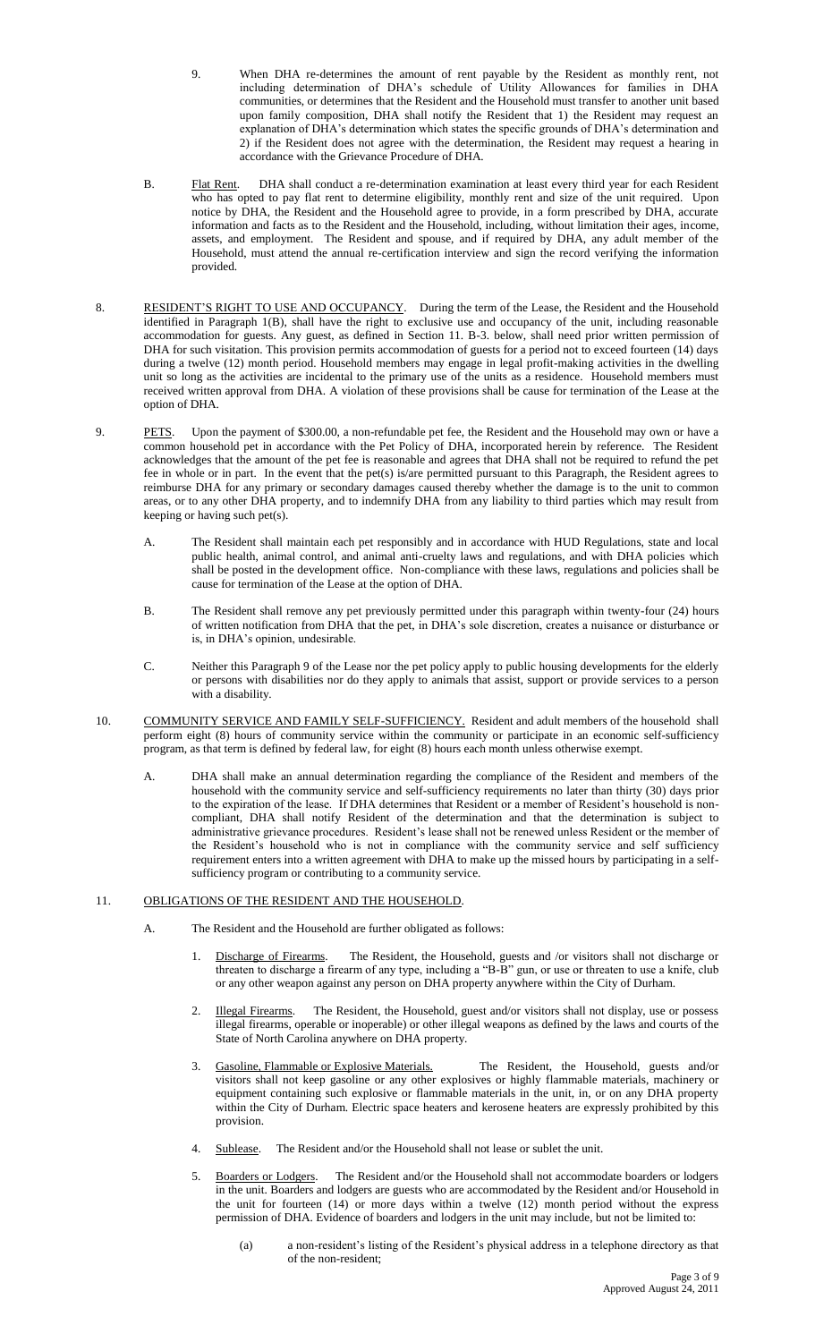9. When DHA re-determines the amount of rent payable by the Resident as monthly rent, not including determination of DHA's schedule of Utility Allowances for families in DHA communities, or determines that the Resident and the Household must transfer to another unit based upon family composition, DHA shall notify the Resident that 1) the Resident may request an explanation of DHA's determination which states the specific grounds of DHA's determination and 2) if the Resident does not agree with the determination, the Resident may request a hearing in accordance with the Grievance Procedure of DHA.

B. Flat Rent. DHA shall conduct a re-determination examination at least every third year for each Resident who has opted to pay flat rent to determine eligibility, monthly rent and size of the unit required. Upon notice by DHA, the Resident and the Household agree to provide, in a form prescribed by DHA, accurate information and facts as to the Resident and the Household, including, without limitation their ages, income, assets, and employment. The Resident and spouse, and if required by DHA, any adult member of the Household, must attend the annual re-certification interview and sign the record verifying the information provided.

8. RESIDENT'S RIGHT TO USE AND OCCUPANCY. During the term of the Lease, the Resident and the Household identified in Paragraph 1(B), shall have the right to exclusive use and occupancy of the unit, including reasonable accommodation for guests. Any guest, as defined in Section 11. B-3. below, shall need prior written permission of DHA for such visitation. This provision permits accommodation of guests for a period not to exceed fourteen (14) days during a twelve (12) month period. Household members may engage in legal profit-making activities in the dwelling unit so long as the activities are incidental to the primary use of the units as a residence. Household members must received written approval from DHA. A violation of these provisions shall be cause for termination of the Lease at the option of DHA.

9. PETS. Upon the payment of $300.00, a non-refundable pet fee, the Resident and the Household may own or have a common household pet in accordance with the Pet Policy of DHA, incorporated herein by reference. The Resident acknowledges that the amount of the pet fee is reasonable and agrees that DHA shall not be required to refund the pet fee in whole or in part. In the event that the pet(s) is/are permitted pursuant to this Paragraph, the Resident agrees to reimburse DHA for any primary or secondary damages caused thereby whether the damage is to the unit to common areas, or to any other DHA property, and to indemnify DHA from any liability to third parties which may result from keeping or having such pet(s).

   A. The Resident shall maintain each pet responsibly and in accordance with HUD Regulations, state and local public health, animal control, and animal anti-cruelty laws and regulations, and with DHA policies which shall be posted in the development office. Non-compliance with these laws, regulations and policies shall be cause for termination of the Lease at the option of DHA.

   B. The Resident shall remove any pet previously permitted under this paragraph within twenty-four (24) hours of written notification from DHA that the pet, in DHA's sole discretion, creates a nuisance or disturbance or is, in DHA's opinion, undesirable.

   C. Neither this Paragraph 9 of the Lease nor the pet policy apply to public housing developments for the elderly or persons with disabilities nor do they apply to animals that assist, support or provide services to a person with a disability.

10. COMMUNITY SERVICE AND FAMILY SELF-SUFFICIENCY. Resident and adult members of the household shall perform eight (8) hours of community service within the community or participate in an economic self-sufficiency program, as that term is defined by federal law, for eight (8) hours each month unless otherwise exempt.

   A. DHA shall make an annual determination regarding the compliance of the Resident and members of the household with the community service and self-sufficiency requirements no later than thirty (30) days prior to the expiration of the lease. If DHA determines that Resident or a member of Resident's household is non-compliant, DHA shall notify Resident of the determination and that the determination is subject to administrative grievance procedures. Resident's lease shall not be renewed unless Resident or the member of the Resident's household who is not in compliance with the community service and self sufficiency requirement enters into a written agreement with DHA to make up the missed hours by participating in a self-sufficiency program or contributing to a community service.

11. OBLIGATIONS OF THE RESIDENT AND THE HOUSEHOLD.

   A. The Resident and the Household are further obligated as follows:

      1. Discharge of Firearms. The Resident, the Household, guests and /or visitors shall not discharge or threaten to discharge a firearm of any type, including a "B-B" gun, or use or threaten to use a knife, club or any other weapon against any person on DHA property anywhere within the City of Durham.

      2. Illegal Firearms. The Resident, the Household, guest and/or visitors shall not display, use or possess illegal firearms, operable or inoperable) or other illegal weapons as defined by the laws and courts of the State of North Carolina anywhere on DHA property.

      3. Gasoline, Flammable or Explosive Materials. The Resident, the Household, guests and/or visitors shall not keep gasoline or any other explosives or highly flammable materials, machinery or equipment containing such explosive or flammable materials in the unit, in, or on any DHA property within the City of Durham. Electric space heaters and kerosene heaters are expressly prohibited by this provision.

      4. Sublease. The Resident and/or the Household shall not lease or sublet the unit.

      5. Boarders or Lodgers. The Resident and/or the Household shall not accommodate boarders or lodgers in the unit. Boarders and lodgers are guests who are accommodated by the Resident and/or Household in the unit for fourteen (14) or more days within a twelve (12) month period without the express permission of DHA. Evidence of boarders and lodgers in the unit may include, but not be limited to:

         (a) a non-resident's listing of the Resident's physical address in a telephone directory as that of the non-resident;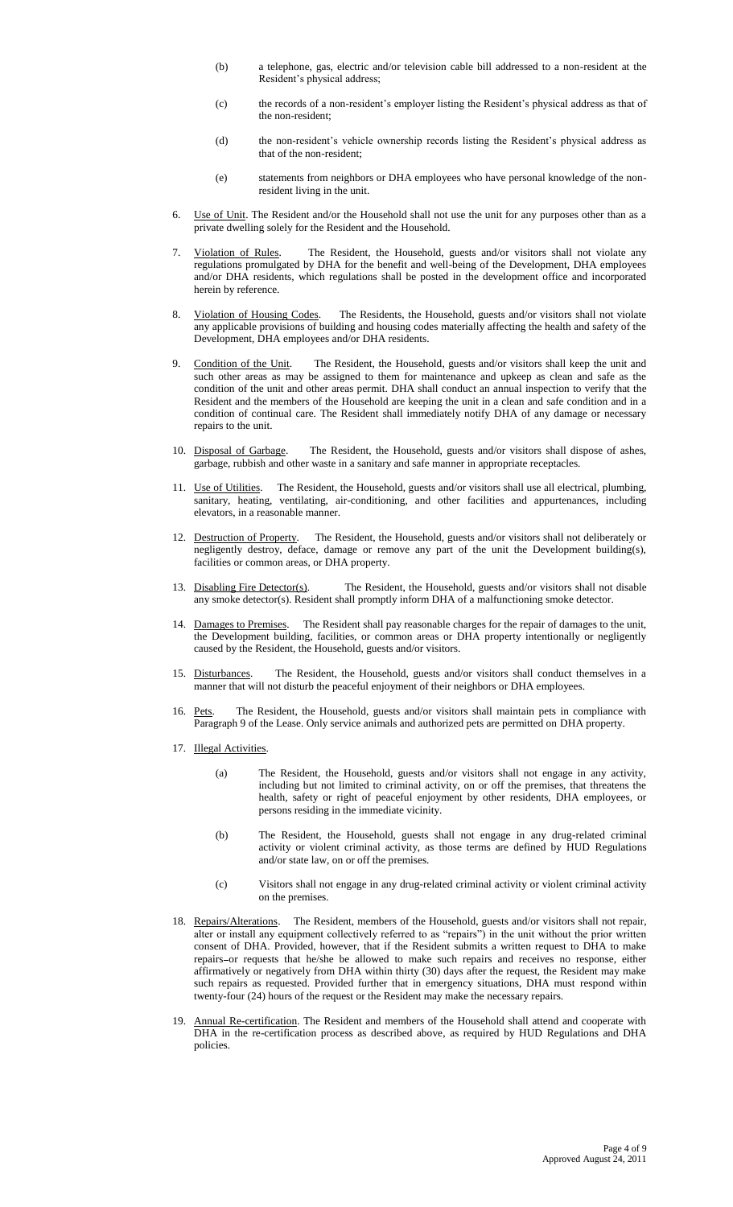(b) a telephone, gas, electric and/or television cable bill addressed to a non-resident at the Resident's physical address;

(c) the records of a non-resident's employer listing the Resident's physical address as that of the non-resident;

(d) the non-resident's vehicle ownership records listing the Resident's physical address as that of the non-resident;

(e) statements from neighbors or DHA employees who have personal knowledge of the non-resident living in the unit.

6. Use of Unit. The Resident and/or the Household shall not use the unit for any purposes other than as a private dwelling solely for the Resident and the Household.

7. Violation of Rules. The Resident, the Household, guests and/or visitors shall not violate any regulations promulgated by DHA for the benefit and well-being of the Development, DHA employees and/or DHA residents, which regulations shall be posted in the development office and incorporated herein by reference.

8. Violation of Housing Codes. The Residents, the Household, guests and/or visitors shall not violate any applicable provisions of building and housing codes materially affecting the health and safety of the Development, DHA employees and/or DHA residents.

9. Condition of the Unit. The Resident, the Household, guests and/or visitors shall keep the unit and such other areas as may be assigned to them for maintenance and upkeep as clean and safe as the condition of the unit and other areas permit. DHA shall conduct an annual inspection to verify that the Resident and the members of the Household are keeping the unit in a clean and safe condition and in a condition of continual care. The Resident shall immediately notify DHA of any damage or necessary repairs to the unit.

10. Disposal of Garbage. The Resident, the Household, guests and/or visitors shall dispose of ashes, garbage, rubbish and other waste in a sanitary and safe manner in appropriate receptacles.

11. Use of Utilities. The Resident, the Household, guests and/or visitors shall use all electrical, plumbing, sanitary, heating, ventilating, air-conditioning, and other facilities and appurtenances, including elevators, in a reasonable manner.

12. Destruction of Property. The Resident, the Household, guests and/or visitors shall not deliberately or negligently destroy, deface, damage or remove any part of the unit the Development building(s), facilities or common areas, or DHA property.

13. Disabling Fire Detector(s). The Resident, the Household, guests and/or visitors shall not disable any smoke detector(s). Resident shall promptly inform DHA of a malfunctioning smoke detector.

14. Damages to Premises. The Resident shall pay reasonable charges for the repair of damages to the unit, the Development building, facilities, or common areas or DHA property intentionally or negligently caused by the Resident, the Household, guests and/or visitors.

15. Disturbances. The Resident, the Household, guests and/or visitors shall conduct themselves in a manner that will not disturb the peaceful enjoyment of their neighbors or DHA employees.

16. Pets. The Resident, the Household, guests and/or visitors shall maintain pets in compliance with Paragraph 9 of the Lease. Only service animals and authorized pets are permitted on DHA property.

17. Illegal Activities.

    (a) The Resident, the Household, guests and/or visitors shall not engage in any activity, including but not limited to criminal activity, on or off the premises, that threatens the health, safety or right of peaceful enjoyment by other residents, DHA employees, or persons residing in the immediate vicinity.

    (b) The Resident, the Household, guests shall not engage in any drug-related criminal activity or violent criminal activity, as those terms are defined by HUD Regulations and/or state law, on or off the premises.

    (c) Visitors shall not engage in any drug-related criminal activity or violent criminal activity on the premises.

18. Repairs/Alterations. The Resident, members of the Household, guests and/or visitors shall not repair, alter or install any equipment collectively referred to as "repairs") in the unit without the prior written consent of DHA. Provided, however, that if the Resident submits a written request to DHA to make repairs–or requests that he/she be allowed to make such repairs and receives no response, either affirmatively or negatively from DHA within thirty (30) days after the request, the Resident may make such repairs as requested. Provided further that in emergency situations, DHA must respond within twenty-four (24) hours of the request or the Resident may make the necessary repairs.

19. Annual Re-certification. The Resident and members of the Household shall attend and cooperate with DHA in the re-certification process as described above, as required by HUD Regulations and DHA policies.

Approved August 24, 2011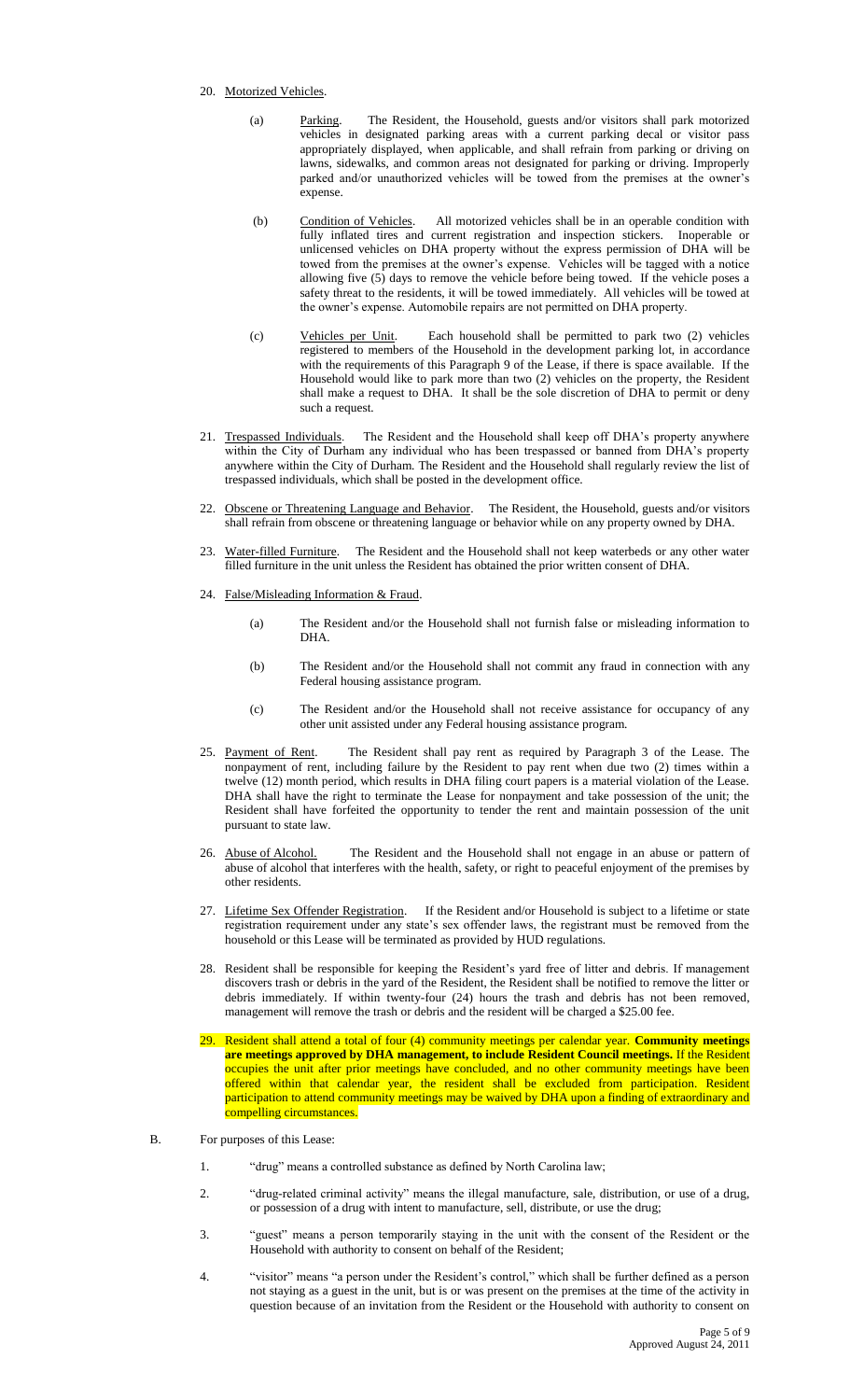20. Motorized Vehicles.

    (a) Parking. The Resident, the Household, guests and/or visitors shall park motorized vehicles in designated parking areas with a current parking decal or visitor pass appropriately displayed, when applicable, and shall refrain from parking or driving on lawns, sidewalks, and common areas not designated for parking or driving. Improperly parked and/or unauthorized vehicles will be towed from the premises at the owner's expense.

    (b) Condition of Vehicles. All motorized vehicles shall be in an operable condition with fully inflated tires and current registration and inspection stickers. Inoperable or unlicensed vehicles on DHA property without the express permission of DHA will be towed from the premises at the owner's expense. Vehicles will be tagged with a notice allowing five (5) days to remove the vehicle before being towed. If the vehicle poses a safety threat to the residents, it will be towed immediately. All vehicles will be towed at the owner's expense. Automobile repairs are not permitted on DHA property.

    (c) Vehicles per Unit. Each household shall be permitted to park two (2) vehicles registered to members of the Household in the development parking lot, in accordance with the requirements of this Paragraph 9 of the Lease, if there is space available. If the Household would like to park more than two (2) vehicles on the property, the Resident shall make a request to DHA. It shall be the sole discretion of DHA to permit or deny such a request.

21. Trespassed Individuals. The Resident and the Household shall keep off DHA's property anywhere within the City of Durham any individual who has been trespassed or banned from DHA's property anywhere within the City of Durham. The Resident and the Household shall regularly review the list of trespassed individuals, which shall be posted in the development office.

22. Obscene or Threatening Language and Behavior. The Resident, the Household, guests and/or visitors shall refrain from obscene or threatening language or behavior while on any property owned by DHA.

23. Water-filled Furniture. The Resident and the Household shall not keep waterbeds or any other water filled furniture in the unit unless the Resident has obtained the prior written consent of DHA.

24. False/Misleading Information & Fraud.

    (a) The Resident and/or the Household shall not furnish false or misleading information to DHA.

    (b) The Resident and/or the Household shall not commit any fraud in connection with any Federal housing assistance program.

    (c) The Resident and/or the Household shall not receive assistance for occupancy of any other unit assisted under any Federal housing assistance program.

25. Payment of Rent. The Resident shall pay rent as required by Paragraph 3 of the Lease. The nonpayment of rent, including failure by the Resident to pay rent when due two (2) times within a twelve (12) month period, which results in DHA filing court papers is a material violation of the Lease. DHA shall have the right to terminate the Lease for nonpayment and take possession of the unit; the Resident shall have forfeited the opportunity to tender the rent and maintain possession of the unit pursuant to state law.

26. Abuse of Alcohol. The Resident and the Household shall not engage in an abuse or pattern of abuse of alcohol that interferes with the health, safety, or right to peaceful enjoyment of the premises by other residents.

27. Lifetime Sex Offender Registration. If the Resident and/or Household is subject to a lifetime or state registration requirement under any state's sex offender laws, the registrant must be removed from the household or this Lease will be terminated as provided by HUD regulations.

28. Resident shall be responsible for keeping the Resident's yard free of litter and debris. If management discovers trash or debris in the yard of the Resident, the Resident shall be notified to remove the litter or debris immediately. If within twenty-four (24) hours the trash and debris has not been removed, management will remove the trash or debris and the resident will be charged a $25.00 fee.

29. Resident shall attend a total of four (4) community meetings per calendar year. **Community meetings are meetings approved by DHA management, to include Resident Council meetings.** If the Resident occupies the unit after prior meetings have concluded, and no other community meetings have been offered within that calendar year, the resident shall be excluded from participation. Resident participation to attend community meetings may be waived by DHA upon a finding of extraordinary and compelling circumstances.

B. For purposes of this Lease:

1. "drug" means a controlled substance as defined by North Carolina law;

2. "drug-related criminal activity" means the illegal manufacture, sale, distribution, or use of a drug, or possession of a drug with intent to manufacture, sell, distribute, or use the drug;

3. "guest" means a person temporarily staying in the unit with the consent of the Resident or the Household with authority to consent on behalf of the Resident;

4. "visitor" means "a person under the Resident's control," which shall be further defined as a person not staying as a guest in the unit, but is or was present on the premises at the time of the activity in question because of an invitation from the Resident or the Household with authority to consent on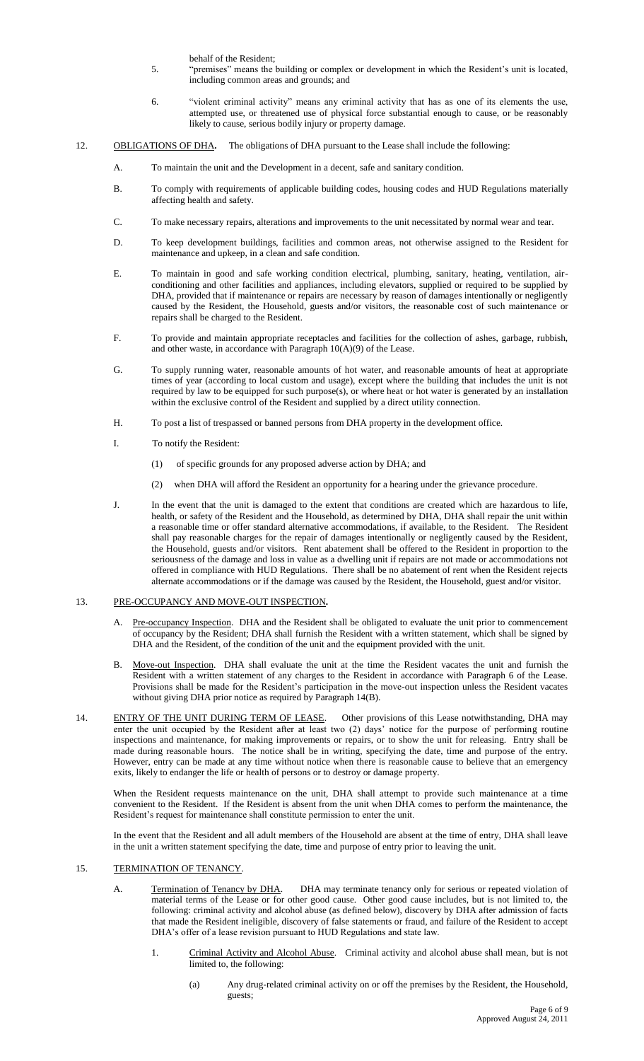behalf of the Resident;

5. "premises" means the building or complex or development in which the Resident's unit is located, including common areas and grounds; and

6. "violent criminal activity" means any criminal activity that has as one of its elements the use, attempted use, or threatened use of physical force substantial enough to cause, or be reasonably likely to cause, serious bodily injury or property damage.

12. OBLIGATIONS OF DHA**.** The obligations of DHA pursuant to the Lease shall include the following:

A. To maintain the unit and the Development in a decent, safe and sanitary condition.

B. To comply with requirements of applicable building codes, housing codes and HUD Regulations materially affecting health and safety.

C. To make necessary repairs, alterations and improvements to the unit necessitated by normal wear and tear.

D. To keep development buildings, facilities and common areas, not otherwise assigned to the Resident for maintenance and upkeep, in a clean and safe condition.

E. To maintain in good and safe working condition electrical, plumbing, sanitary, heating, ventilation, air-conditioning and other facilities and appliances, including elevators, supplied or required to be supplied by DHA, provided that if maintenance or repairs are necessary by reason of damages intentionally or negligently caused by the Resident, the Household, guests and/or visitors, the reasonable cost of such maintenance or repairs shall be charged to the Resident.

F. To provide and maintain appropriate receptacles and facilities for the collection of ashes, garbage, rubbish, and other waste, in accordance with Paragraph 10(A)(9) of the Lease.

G. To supply running water, reasonable amounts of hot water, and reasonable amounts of heat at appropriate times of year (according to local custom and usage), except where the building that includes the unit is not required by law to be equipped for such purpose(s), or where heat or hot water is generated by an installation within the exclusive control of the Resident and supplied by a direct utility connection.

H. To post a list of trespassed or banned persons from DHA property in the development office.

I. To notify the Resident:

(1) of specific grounds for any proposed adverse action by DHA; and

(2) when DHA will afford the Resident an opportunity for a hearing under the grievance procedure.

J. In the event that the unit is damaged to the extent that conditions are created which are hazardous to life, health, or safety of the Resident and the Household, as determined by DHA, DHA shall repair the unit within a reasonable time or offer standard alternative accommodations, if available, to the Resident. The Resident shall pay reasonable charges for the repair of damages intentionally or negligently caused by the Resident, the Household, guests and/or visitors. Rent abatement shall be offered to the Resident in proportion to the seriousness of the damage and loss in value as a dwelling unit if repairs are not made or accommodations not offered in compliance with HUD Regulations. There shall be no abatement of rent when the Resident rejects alternate accommodations or if the damage was caused by the Resident, the Household, guest and/or visitor.

13. PRE-OCCUPANCY AND MOVE-OUT INSPECTION**.**

A. Pre-occupancy Inspection. DHA and the Resident shall be obligated to evaluate the unit prior to commencement of occupancy by the Resident; DHA shall furnish the Resident with a written statement, which shall be signed by DHA and the Resident, of the condition of the unit and the equipment provided with the unit.

B. Move-out Inspection. DHA shall evaluate the unit at the time the Resident vacates the unit and furnish the Resident with a written statement of any charges to the Resident in accordance with Paragraph 6 of the Lease. Provisions shall be made for the Resident's participation in the move-out inspection unless the Resident vacates without giving DHA prior notice as required by Paragraph 14(B).

14. ENTRY OF THE UNIT DURING TERM OF LEASE. Other provisions of this Lease notwithstanding, DHA may enter the unit occupied by the Resident after at least two (2) days' notice for the purpose of performing routine inspections and maintenance, for making improvements or repairs, or to show the unit for releasing. Entry shall be made during reasonable hours. The notice shall be in writing, specifying the date, time and purpose of the entry. However, entry can be made at any time without notice when there is reasonable cause to believe that an emergency exits, likely to endanger the life or health of persons or to destroy or damage property.

When the Resident requests maintenance on the unit, DHA shall attempt to provide such maintenance at a time convenient to the Resident. If the Resident is absent from the unit when DHA comes to perform the maintenance, the Resident's request for maintenance shall constitute permission to enter the unit.

In the event that the Resident and all adult members of the Household are absent at the time of entry, DHA shall leave in the unit a written statement specifying the date, time and purpose of entry prior to leaving the unit.

15. TERMINATION OF TENANCY.

A. Termination of Tenancy by DHA. DHA may terminate tenancy only for serious or repeated violation of material terms of the Lease or for other good cause. Other good cause includes, but is not limited to, the following: criminal activity and alcohol abuse (as defined below), discovery by DHA after admission of facts that made the Resident ineligible, discovery of false statements or fraud, and failure of the Resident to accept DHA's offer of a lease revision pursuant to HUD Regulations and state law.

1. Criminal Activity and Alcohol Abuse. Criminal activity and alcohol abuse shall mean, but is not limited to, the following:

(a) Any drug-related criminal activity on or off the premises by the Resident, the Household, guests;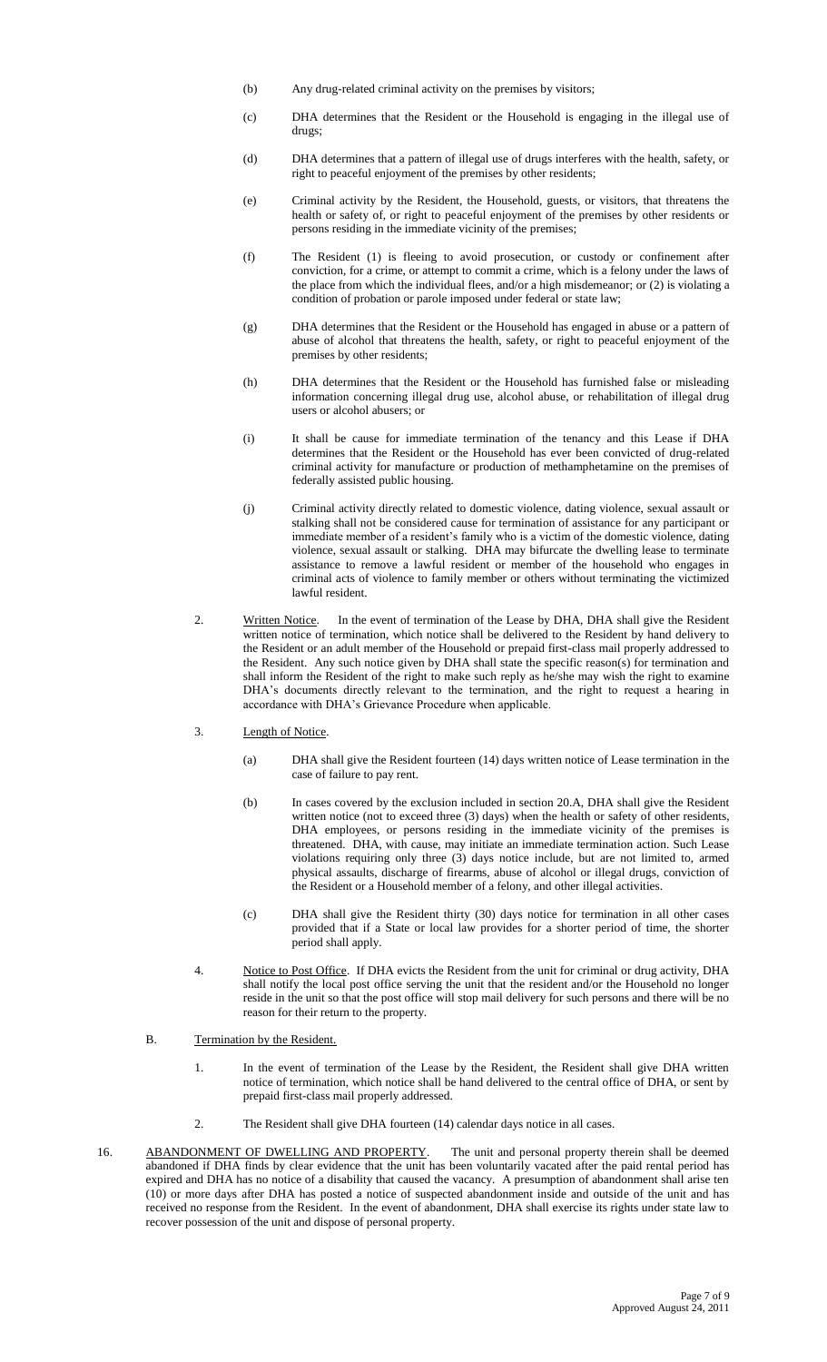(b) Any drug-related criminal activity on the premises by visitors;

(c) DHA determines that the Resident or the Household is engaging in the illegal use of drugs;

(d) DHA determines that a pattern of illegal use of drugs interferes with the health, safety, or right to peaceful enjoyment of the premises by other residents;

(e) Criminal activity by the Resident, the Household, guests, or visitors, that threatens the health or safety of, or right to peaceful enjoyment of the premises by other residents or persons residing in the immediate vicinity of the premises;

(f) The Resident (1) is fleeing to avoid prosecution, or custody or confinement after conviction, for a crime, or attempt to commit a crime, which is a felony under the laws of the place from which the individual flees, and/or a high misdemeanor; or (2) is violating a condition of probation or parole imposed under federal or state law;

(g) DHA determines that the Resident or the Household has engaged in abuse or a pattern of abuse of alcohol that threatens the health, safety, or right to peaceful enjoyment of the premises by other residents;

(h) DHA determines that the Resident or the Household has furnished false or misleading information concerning illegal drug use, alcohol abuse, or rehabilitation of illegal drug users or alcohol abusers; or

(i) It shall be cause for immediate termination of the tenancy and this Lease if DHA determines that the Resident or the Household has ever been convicted of drug-related criminal activity for manufacture or production of methamphetamine on the premises of federally assisted public housing.

(j) Criminal activity directly related to domestic violence, dating violence, sexual assault or stalking shall not be considered cause for termination of assistance for any participant or immediate member of a resident's family who is a victim of the domestic violence, dating violence, sexual assault or stalking. DHA may bifurcate the dwelling lease to terminate assistance to remove a lawful resident or member of the household who engages in criminal acts of violence to family member or others without terminating the victimized lawful resident.

2. Written Notice. In the event of termination of the Lease by DHA, DHA shall give the Resident written notice of termination, which notice shall be delivered to the Resident by hand delivery to the Resident or an adult member of the Household or prepaid first-class mail properly addressed to the Resident. Any such notice given by DHA shall state the specific reason(s) for termination and shall inform the Resident of the right to make such reply as he/she may wish the right to examine DHA's documents directly relevant to the termination, and the right to request a hearing in accordance with DHA's Grievance Procedure when applicable.

3. Length of Notice.

(a) DHA shall give the Resident fourteen (14) days written notice of Lease termination in the case of failure to pay rent.

(b) In cases covered by the exclusion included in section 20.A, DHA shall give the Resident written notice (not to exceed three (3) days) when the health or safety of other residents, DHA employees, or persons residing in the immediate vicinity of the premises is threatened. DHA, with cause, may initiate an immediate termination action. Such Lease violations requiring only three (3) days notice include, but are not limited to, armed physical assaults, discharge of firearms, abuse of alcohol or illegal drugs, conviction of the Resident or a Household member of a felony, and other illegal activities.

(c) DHA shall give the Resident thirty (30) days notice for termination in all other cases provided that if a State or local law provides for a shorter period of time, the shorter period shall apply.

4. Notice to Post Office. If DHA evicts the Resident from the unit for criminal or drug activity, DHA shall notify the local post office serving the unit that the resident and/or the Household no longer reside in the unit so that the post office will stop mail delivery for such persons and there will be no reason for their return to the property.

B. Termination by the Resident.

1. In the event of termination of the Lease by the Resident, the Resident shall give DHA written notice of termination, which notice shall be hand delivered to the central office of DHA, or sent by prepaid first-class mail properly addressed.

2. The Resident shall give DHA fourteen (14) calendar days notice in all cases.

16. ABANDONMENT OF DWELLING AND PROPERTY. The unit and personal property therein shall be deemed abandoned if DHA finds by clear evidence that the unit has been voluntarily vacated after the paid rental period has expired and DHA has no notice of a disability that caused the vacancy. A presumption of abandonment shall arise ten (10) or more days after DHA has posted a notice of suspected abandonment inside and outside of the unit and has received no response from the Resident. In the event of abandonment, DHA shall exercise its rights under state law to recover possession of the unit and dispose of personal property.

Approved August 24, 2011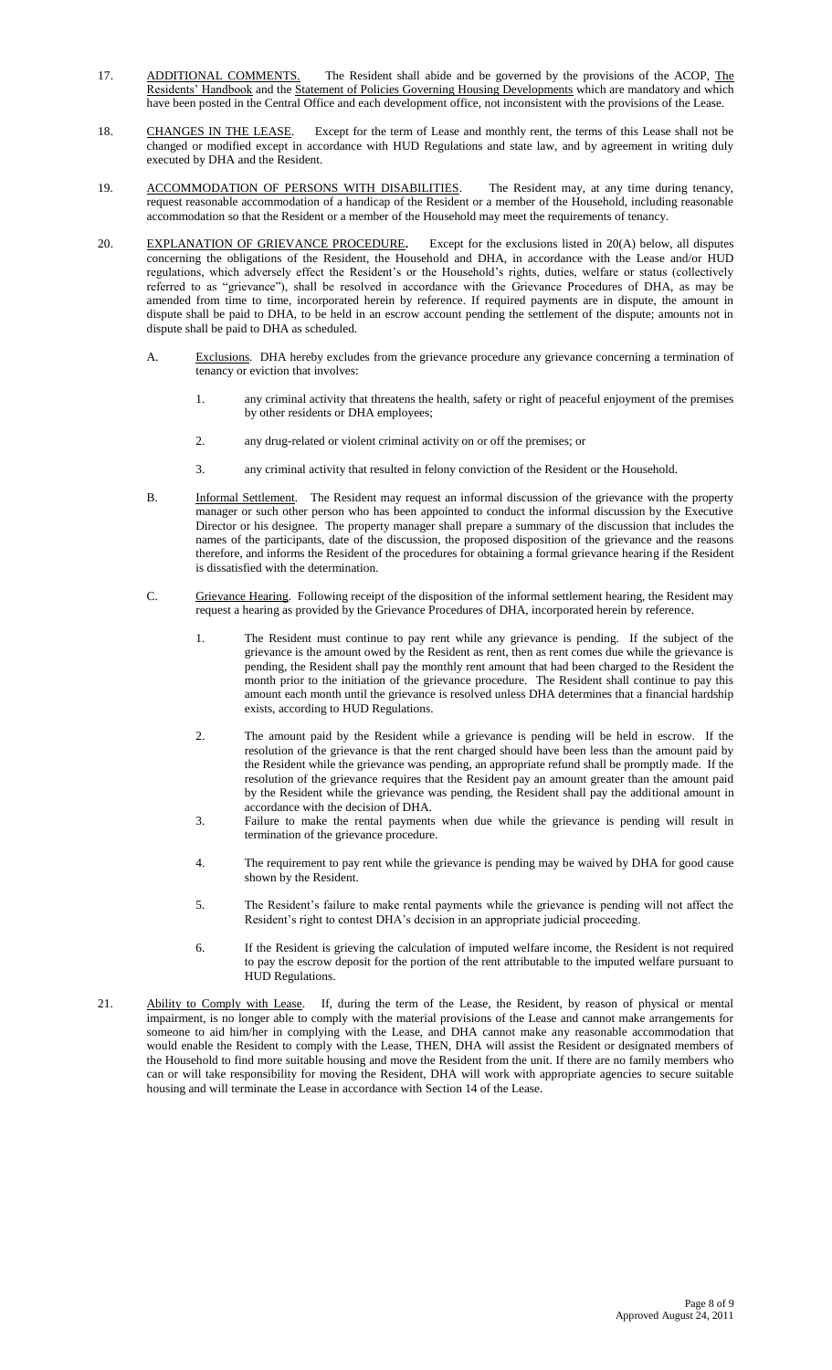17. <u>ADDITIONAL COMMENTS.</u> The Resident shall abide and be governed by the provisions of the ACOP, <u>The Residents' Handbook</u> and the <u>Statement of Policies Governing Housing Developments</u> which are mandatory and which have been posted in the Central Office and each development office, not inconsistent with the provisions of the Lease.

18. <u>CHANGES IN THE LEASE</u>. Except for the term of Lease and monthly rent, the terms of this Lease shall not be changed or modified except in accordance with HUD Regulations and state law, and by agreement in writing duly executed by DHA and the Resident.

19. <u>ACCOMMODATION OF PERSONS WITH DISABILITIES</u>. The Resident may, at any time during tenancy, request reasonable accommodation of a handicap of the Resident or a member of the Household, including reasonable accommodation so that the Resident or a member of the Household may meet the requirements of tenancy.

20. <u>EXPLANATION OF GRIEVANCE PROCEDURE</u>**.** Except for the exclusions listed in 20(A) below, all disputes concerning the obligations of the Resident, the Household and DHA, in accordance with the Lease and/or HUD regulations, which adversely effect the Resident's or the Household's rights, duties, welfare or status (collectively referred to as "grievance"), shall be resolved in accordance with the Grievance Procedures of DHA, as may be amended from time to time, incorporated herein by reference. If required payments are in dispute, the amount in dispute shall be paid to DHA, to be held in an escrow account pending the settlement of the dispute; amounts not in dispute shall be paid to DHA as scheduled.

    A. <u>Exclusions</u>. DHA hereby excludes from the grievance procedure any grievance concerning a termination of tenancy or eviction that involves:

        1. any criminal activity that threatens the health, safety or right of peaceful enjoyment of the premises by other residents or DHA employees;

        2. any drug-related or violent criminal activity on or off the premises; or

        3. any criminal activity that resulted in felony conviction of the Resident or the Household.

    B. <u>Informal Settlement</u>. The Resident may request an informal discussion of the grievance with the property manager or such other person who has been appointed to conduct the informal discussion by the Executive Director or his designee. The property manager shall prepare a summary of the discussion that includes the names of the participants, date of the discussion, the proposed disposition of the grievance and the reasons therefore, and informs the Resident of the procedures for obtaining a formal grievance hearing if the Resident is dissatisfied with the determination.

    C. <u>Grievance Hearing</u>. Following receipt of the disposition of the informal settlement hearing, the Resident may request a hearing as provided by the Grievance Procedures of DHA, incorporated herein by reference.

        1. The Resident must continue to pay rent while any grievance is pending. If the subject of the grievance is the amount owed by the Resident as rent, then as rent comes due while the grievance is pending, the Resident shall pay the monthly rent amount that had been charged to the Resident the month prior to the initiation of the grievance procedure. The Resident shall continue to pay this amount each month until the grievance is resolved unless DHA determines that a financial hardship exists, according to HUD Regulations.

        2. The amount paid by the Resident while a grievance is pending will be held in escrow. If the resolution of the grievance is that the rent charged should have been less than the amount paid by the Resident while the grievance was pending, an appropriate refund shall be promptly made. If the resolution of the grievance requires that the Resident pay an amount greater than the amount paid by the Resident while the grievance was pending, the Resident shall pay the additional amount in accordance with the decision of DHA.

        3. Failure to make the rental payments when due while the grievance is pending will result in termination of the grievance procedure.

        4. The requirement to pay rent while the grievance is pending may be waived by DHA for good cause shown by the Resident.

        5. The Resident's failure to make rental payments while the grievance is pending will not affect the Resident's right to contest DHA's decision in an appropriate judicial proceeding.

        6. If the Resident is grieving the calculation of imputed welfare income, the Resident is not required to pay the escrow deposit for the portion of the rent attributable to the imputed welfare pursuant to HUD Regulations.

21. <u>Ability to Comply with Lease</u>. If, during the term of the Lease, the Resident, by reason of physical or mental impairment, is no longer able to comply with the material provisions of the Lease and cannot make arrangements for someone to aid him/her in complying with the Lease, and DHA cannot make any reasonable accommodation that would enable the Resident to comply with the Lease, THEN, DHA will assist the Resident or designated members of the Household to find more suitable housing and move the Resident from the unit. If there are no family members who can or will take responsibility for moving the Resident, DHA will work with appropriate agencies to secure suitable housing and will terminate the Lease in accordance with Section 14 of the Lease.

Approved August 24, 2011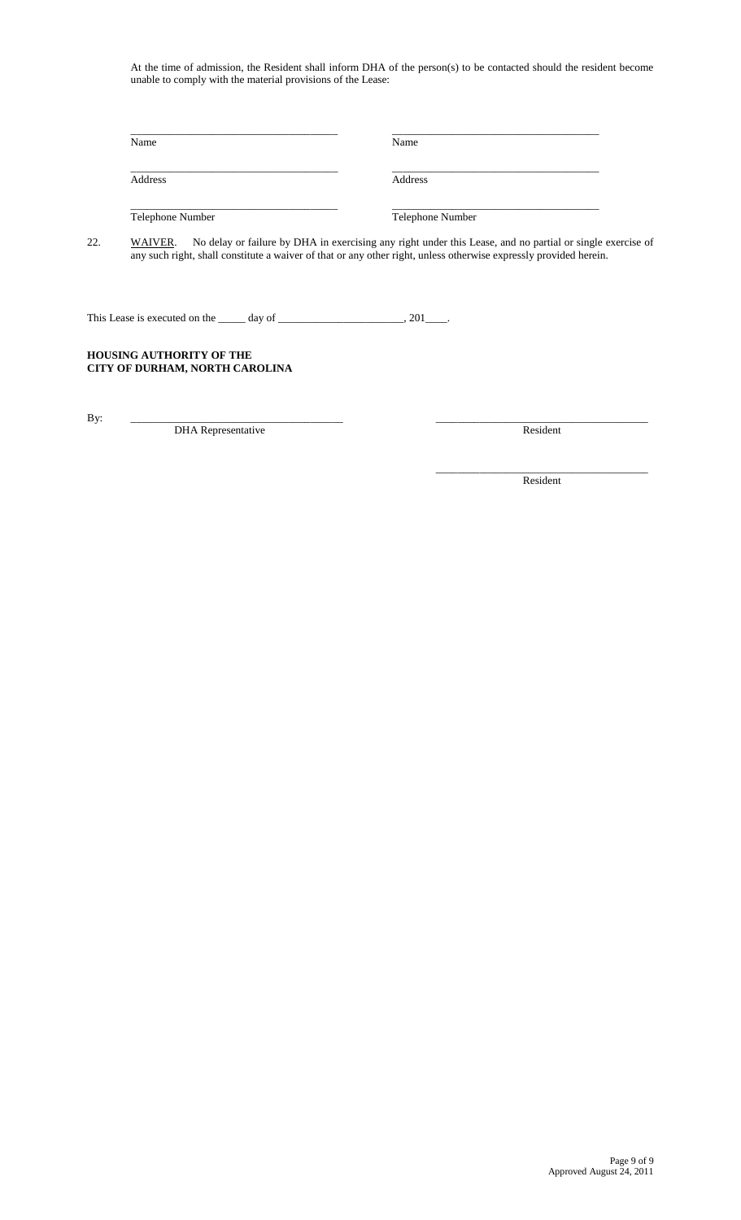At the time of admission, the Resident shall inform DHA of the person(s) to be contacted should the resident become unable to comply with the material provisions of the Lease:

| | |
|---|---|
| ______________________________ | ______________________________ |
| Name | Name |
| ______________________________ | ______________________________ |
| Address | Address |
| ______________________________ | ______________________________ |
| Telephone Number | Telephone Number |

22. WAIVER. No delay or failure by DHA in exercising any right under this Lease, and no partial or single exercise of any such right, shall constitute a waiver of that or any other right, unless otherwise expressly provided herein.

This Lease is executed on the _____ day of ______________________, 201____.

**HOUSING AUTHORITY OF THE**
**CITY OF DURHAM, NORTH CAROLINA**

By: ______________________________ ______________________________

DHA Representative Resident

______________________________

Resident

Approved August 24, 2011